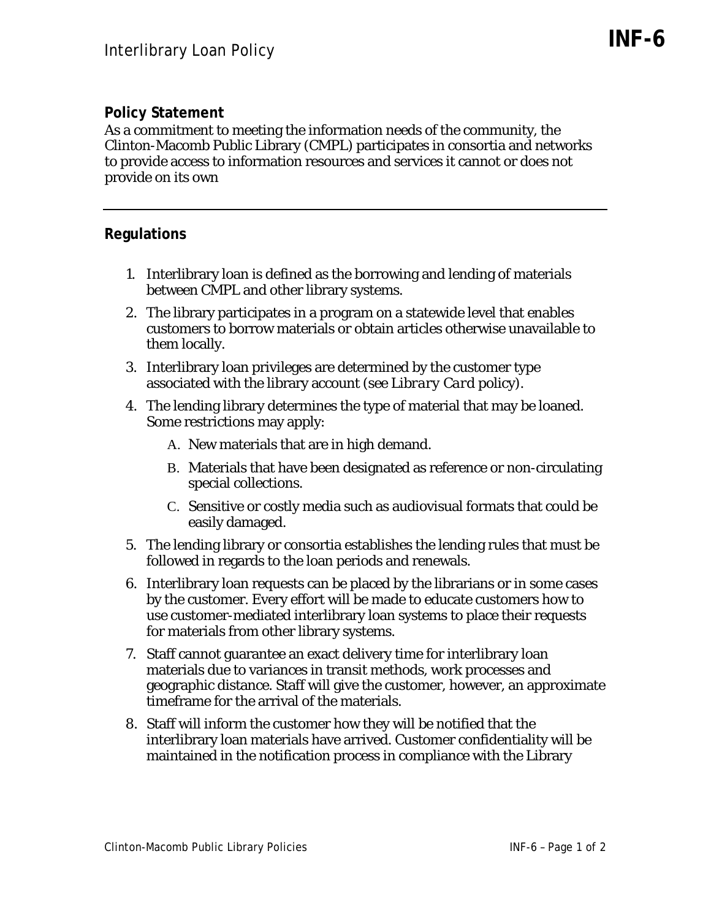# Interlibrary Loan Policy

**INF-6**

## Policy Statement

As a commitment to meeting the information needs of the community, the Clinton-Macomb Public Library (CMPL) participates in consortia and networks to provide access to information resources and services it cannot or does not provide on its own

---

## Regulations

1. Interlibrary loan is defined as the borrowing and lending of materials between CMPL and other library systems.
2. The library participates in a program on a statewide level that enables customers to borrow materials or obtain articles otherwise unavailable to them locally.
3. Interlibrary loan privileges are determined by the customer type associated with the library account (see *Library Card* policy).
4. The lending library determines the type of material that may be loaned. Some restrictions may apply:
   A. New materials that are in high demand.
   B. Materials that have been designated as reference or non-circulating special collections.
   C. Sensitive or costly media such as audiovisual formats that could be easily damaged.
5. The lending library or consortia establishes the lending rules that must be followed in regards to the loan periods and renewals.
6. Interlibrary loan requests can be placed by the librarians or in some cases by the customer. Every effort will be made to educate customers how to use customer-mediated interlibrary loan systems to place their requests for materials from other library systems.
7. Staff cannot guarantee an exact delivery time for interlibrary loan materials due to variances in transit methods, work processes and geographic distance. Staff will give the customer, however, an approximate timeframe for the arrival of the materials.
8. Staff will inform the customer how they will be notified that the interlibrary loan materials have arrived. Customer confidentiality will be maintained in the notification process in compliance with the Library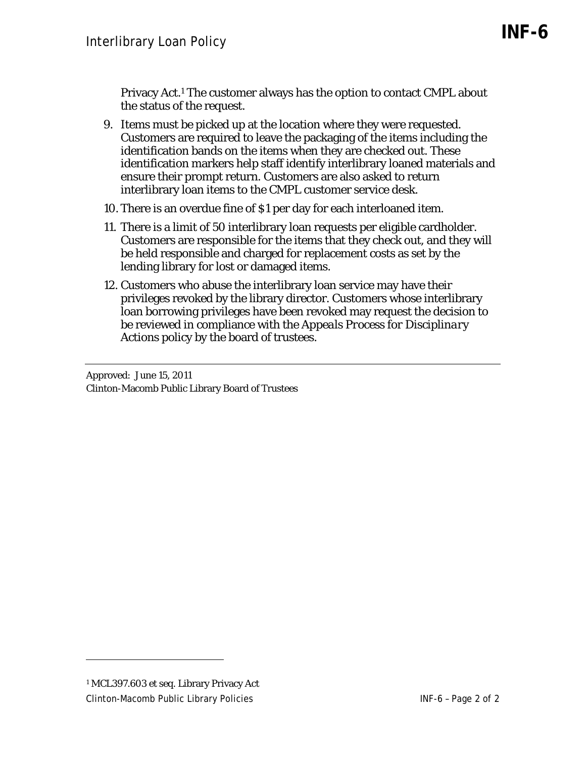Privacy Act.[1] The customer always has the option to contact CMPL about the status of the request.

9. Items must be picked up at the location where they were requested. Customers are required to leave the packaging of the items including the identification bands on the items when they are checked out. These identification markers help staff identify interlibrary loaned materials and ensure their prompt return. Customers are also asked to return interlibrary loan items to the CMPL customer service desk.
10. There is an overdue fine of $1 per day for each interloaned item.
11. There is a limit of 50 interlibrary loan requests per eligible cardholder. Customers are responsible for the items that they check out, and they will be held responsible and charged for replacement costs as set by the lending library for lost or damaged items.
12. Customers who abuse the interlibrary loan service may have their privileges revoked by the library director. Customers whose interlibrary loan borrowing privileges have been revoked may request the decision to be reviewed in compliance with the *Appeals Process for Disciplinary Actions* policy by the board of trustees.

---

Approved: June 15, 2011
Clinton-Macomb Public Library Board of Trustees

[1] MCL397.603 et seq. Library Privacy Act